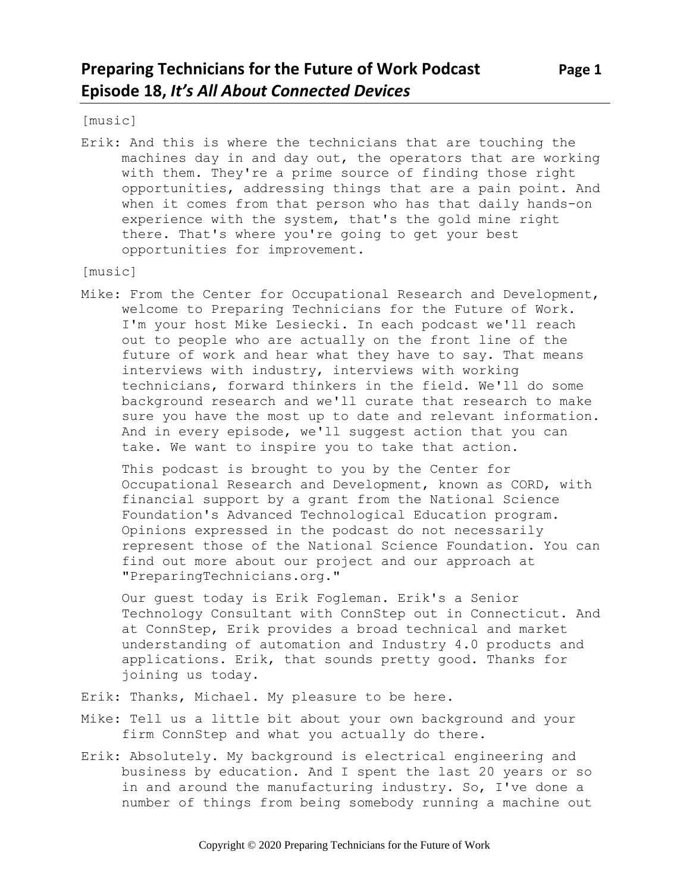# Preparing Technicians for the Future of Work Podcast
## Episode 18, *It's All About Connected Devices*

[music]

Erik: And this is where the technicians that are touching the machines day in and day out, the operators that are working with them. They're a prime source of finding those right opportunities, addressing things that are a pain point. And when it comes from that person who has that daily hands-on experience with the system, that's the gold mine right there. That's where you're going to get your best opportunities for improvement.

[music]

Mike: From the Center for Occupational Research and Development, welcome to Preparing Technicians for the Future of Work. I'm your host Mike Lesiecki. In each podcast we'll reach out to people who are actually on the front line of the future of work and hear what they have to say. That means interviews with industry, interviews with working technicians, forward thinkers in the field. We'll do some background research and we'll curate that research to make sure you have the most up to date and relevant information. And in every episode, we'll suggest action that you can take. We want to inspire you to take that action.

This podcast is brought to you by the Center for Occupational Research and Development, known as CORD, with financial support by a grant from the National Science Foundation's Advanced Technological Education program. Opinions expressed in the podcast do not necessarily represent those of the National Science Foundation. You can find out more about our project and our approach at "PreparingTechnicians.org."

Our guest today is Erik Fogleman. Erik's a Senior Technology Consultant with ConnStep out in Connecticut. And at ConnStep, Erik provides a broad technical and market understanding of automation and Industry 4.0 products and applications. Erik, that sounds pretty good. Thanks for joining us today.

Erik: Thanks, Michael. My pleasure to be here.

Mike: Tell us a little bit about your own background and your firm ConnStep and what you actually do there.

Erik: Absolutely. My background is electrical engineering and business by education. And I spent the last 20 years or so in and around the manufacturing industry. So, I've done a number of things from being somebody running a machine out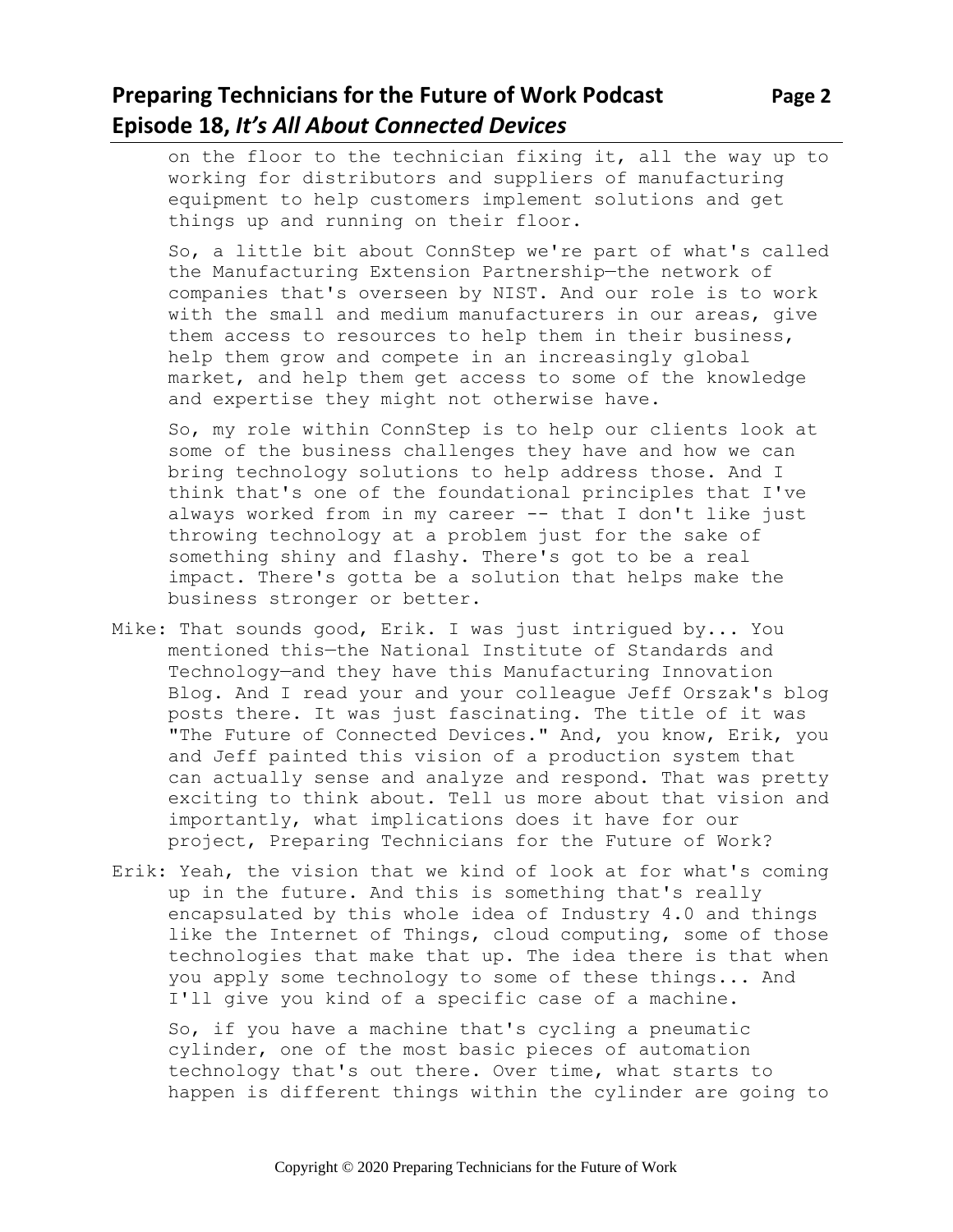on the floor to the technician fixing it, all the way up to working for distributors and suppliers of manufacturing equipment to help customers implement solutions and get things up and running on their floor.

So, a little bit about ConnStep we're part of what's called the Manufacturing Extension Partnership—the network of companies that's overseen by NIST. And our role is to work with the small and medium manufacturers in our areas, give them access to resources to help them in their business, help them grow and compete in an increasingly global market, and help them get access to some of the knowledge and expertise they might not otherwise have.

So, my role within ConnStep is to help our clients look at some of the business challenges they have and how we can bring technology solutions to help address those. And I think that's one of the foundational principles that I've always worked from in my career -- that I don't like just throwing technology at a problem just for the sake of something shiny and flashy. There's got to be a real impact. There's gotta be a solution that helps make the business stronger or better.

Mike: That sounds good, Erik. I was just intrigued by... You mentioned this—the National Institute of Standards and Technology—and they have this Manufacturing Innovation Blog. And I read your and your colleague Jeff Orszak's blog posts there. It was just fascinating. The title of it was "The Future of Connected Devices." And, you know, Erik, you and Jeff painted this vision of a production system that can actually sense and analyze and respond. That was pretty exciting to think about. Tell us more about that vision and importantly, what implications does it have for our project, Preparing Technicians for the Future of Work?

Erik: Yeah, the vision that we kind of look at for what's coming up in the future. And this is something that's really encapsulated by this whole idea of Industry 4.0 and things like the Internet of Things, cloud computing, some of those technologies that make that up. The idea there is that when you apply some technology to some of these things... And I'll give you kind of a specific case of a machine.

So, if you have a machine that's cycling a pneumatic cylinder, one of the most basic pieces of automation technology that's out there. Over time, what starts to happen is different things within the cylinder are going to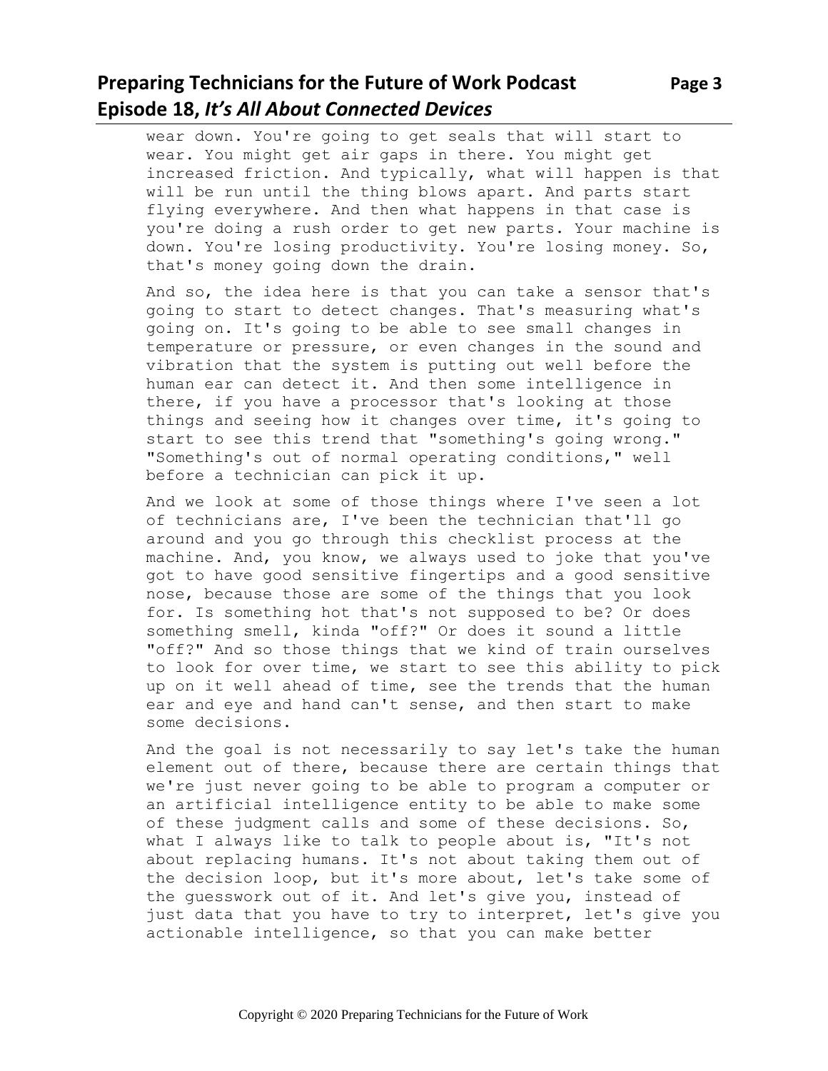wear down. You're going to get seals that will start to wear. You might get air gaps in there. You might get increased friction. And typically, what will happen is that will be run until the thing blows apart. And parts start flying everywhere. And then what happens in that case is you're doing a rush order to get new parts. Your machine is down. You're losing productivity. You're losing money. So, that's money going down the drain.

And so, the idea here is that you can take a sensor that's going to start to detect changes. That's measuring what's going on. It's going to be able to see small changes in temperature or pressure, or even changes in the sound and vibration that the system is putting out well before the human ear can detect it. And then some intelligence in there, if you have a processor that's looking at those things and seeing how it changes over time, it's going to start to see this trend that "something's going wrong." "Something's out of normal operating conditions," well before a technician can pick it up.

And we look at some of those things where I've seen a lot of technicians are, I've been the technician that'll go around and you go through this checklist process at the machine. And, you know, we always used to joke that you've got to have good sensitive fingertips and a good sensitive nose, because those are some of the things that you look for. Is something hot that's not supposed to be? Or does something smell, kinda "off?" Or does it sound a little "off?" And so those things that we kind of train ourselves to look for over time, we start to see this ability to pick up on it well ahead of time, see the trends that the human ear and eye and hand can't sense, and then start to make some decisions.

And the goal is not necessarily to say let's take the human element out of there, because there are certain things that we're just never going to be able to program a computer or an artificial intelligence entity to be able to make some of these judgment calls and some of these decisions. So, what I always like to talk to people about is, "It's not about replacing humans. It's not about taking them out of the decision loop, but it's more about, let's take some of the guesswork out of it. And let's give you, instead of just data that you have to try to interpret, let's give you actionable intelligence, so that you can make better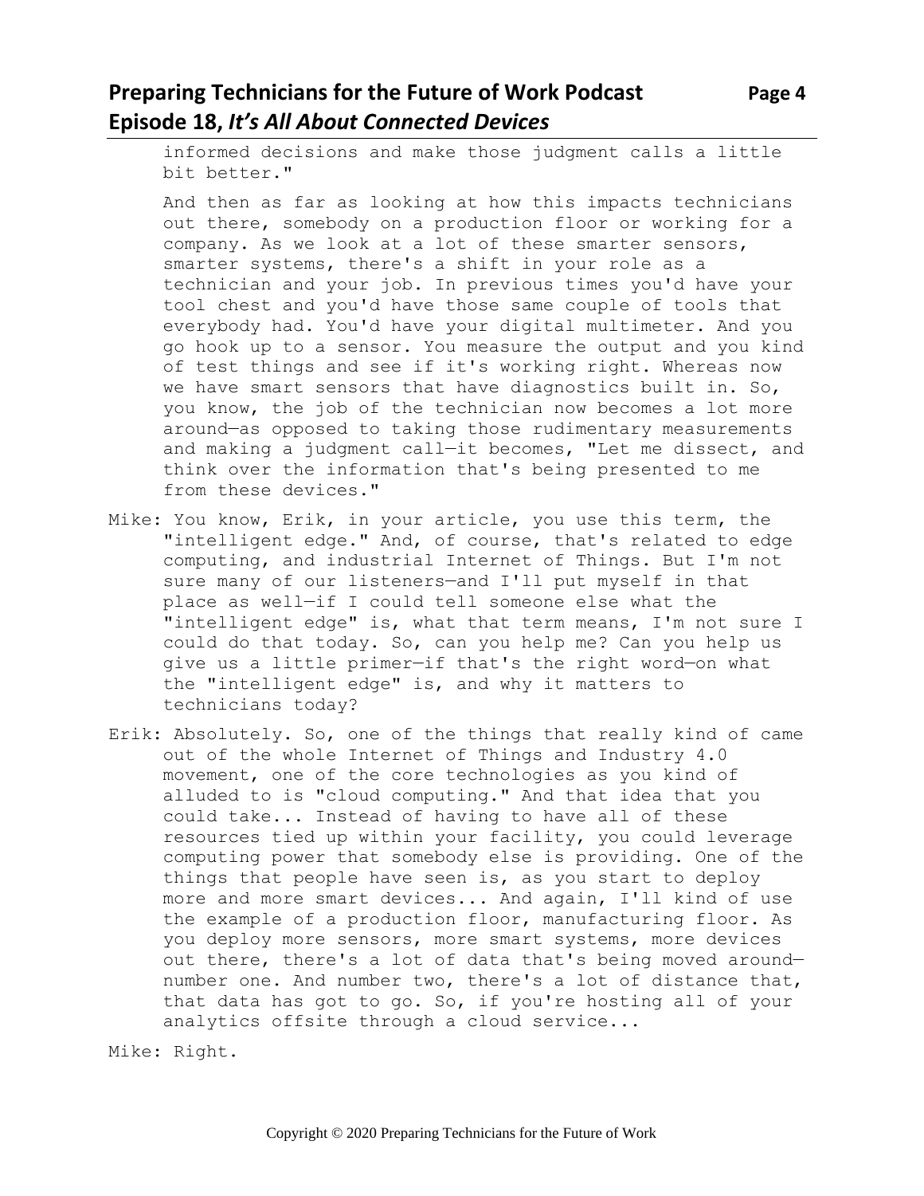informed decisions and make those judgment calls a little bit better."

And then as far as looking at how this impacts technicians out there, somebody on a production floor or working for a company. As we look at a lot of these smarter sensors, smarter systems, there's a shift in your role as a technician and your job. In previous times you'd have your tool chest and you'd have those same couple of tools that everybody had. You'd have your digital multimeter. And you go hook up to a sensor. You measure the output and you kind of test things and see if it's working right. Whereas now we have smart sensors that have diagnostics built in. So, you know, the job of the technician now becomes a lot more around—as opposed to taking those rudimentary measurements and making a judgment call—it becomes, "Let me dissect, and think over the information that's being presented to me from these devices."

Mike: You know, Erik, in your article, you use this term, the "intelligent edge." And, of course, that's related to edge computing, and industrial Internet of Things. But I'm not sure many of our listeners—and I'll put myself in that place as well—if I could tell someone else what the "intelligent edge" is, what that term means, I'm not sure I could do that today. So, can you help me? Can you help us give us a little primer—if that's the right word—on what the "intelligent edge" is, and why it matters to technicians today?

Erik: Absolutely. So, one of the things that really kind of came out of the whole Internet of Things and Industry 4.0 movement, one of the core technologies as you kind of alluded to is "cloud computing." And that idea that you could take... Instead of having to have all of these resources tied up within your facility, you could leverage computing power that somebody else is providing. One of the things that people have seen is, as you start to deploy more and more smart devices... And again, I'll kind of use the example of a production floor, manufacturing floor. As you deploy more sensors, more smart systems, more devices out there, there's a lot of data that's being moved around—number one. And number two, there's a lot of distance that, that data has got to go. So, if you're hosting all of your analytics offsite through a cloud service...

Mike: Right.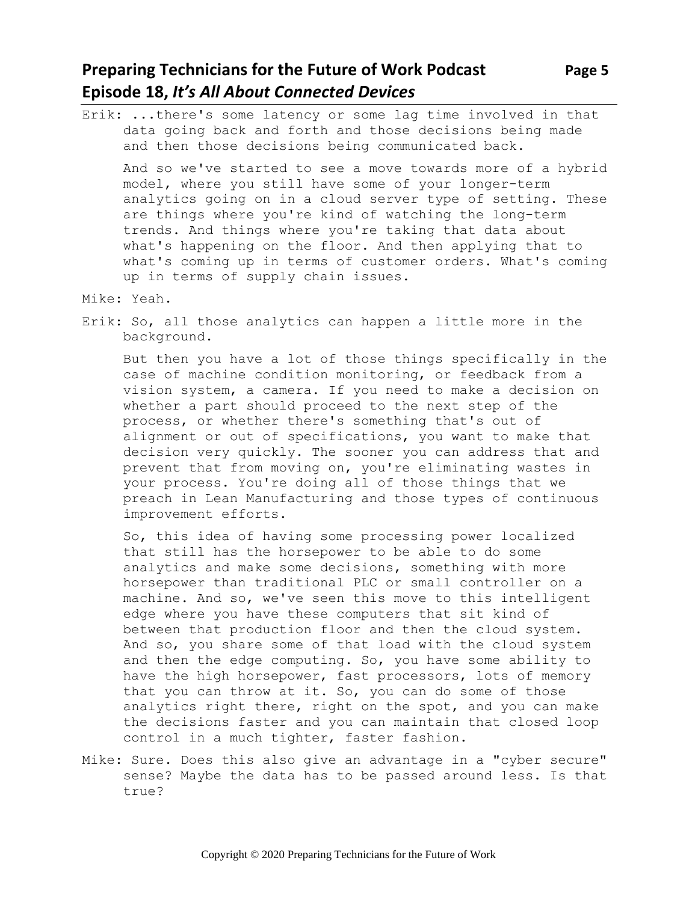Erik: ...there's some latency or some lag time involved in that data going back and forth and those decisions being made and then those decisions being communicated back.

And so we've started to see a move towards more of a hybrid model, where you still have some of your longer-term analytics going on in a cloud server type of setting. These are things where you're kind of watching the long-term trends. And things where you're taking that data about what's happening on the floor. And then applying that to what's coming up in terms of customer orders. What's coming up in terms of supply chain issues.

Mike: Yeah.

Erik: So, all those analytics can happen a little more in the background.

But then you have a lot of those things specifically in the case of machine condition monitoring, or feedback from a vision system, a camera. If you need to make a decision on whether a part should proceed to the next step of the process, or whether there's something that's out of alignment or out of specifications, you want to make that decision very quickly. The sooner you can address that and prevent that from moving on, you're eliminating wastes in your process. You're doing all of those things that we preach in Lean Manufacturing and those types of continuous improvement efforts.

So, this idea of having some processing power localized that still has the horsepower to be able to do some analytics and make some decisions, something with more horsepower than traditional PLC or small controller on a machine. And so, we've seen this move to this intelligent edge where you have these computers that sit kind of between that production floor and then the cloud system. And so, you share some of that load with the cloud system and then the edge computing. So, you have some ability to have the high horsepower, fast processors, lots of memory that you can throw at it. So, you can do some of those analytics right there, right on the spot, and you can make the decisions faster and you can maintain that closed loop control in a much tighter, faster fashion.

Mike: Sure. Does this also give an advantage in a "cyber secure" sense? Maybe the data has to be passed around less. Is that true?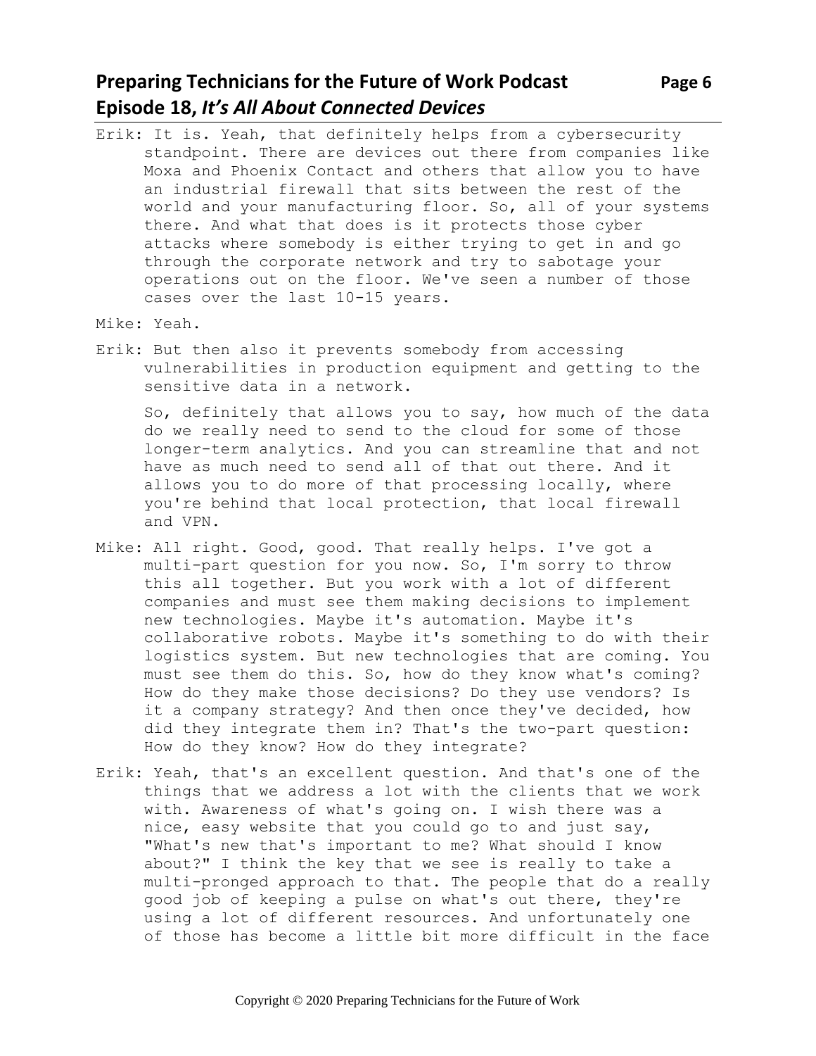Erik: It is. Yeah, that definitely helps from a cybersecurity standpoint. There are devices out there from companies like Moxa and Phoenix Contact and others that allow you to have an industrial firewall that sits between the rest of the world and your manufacturing floor. So, all of your systems there. And what that does is it protects those cyber attacks where somebody is either trying to get in and go through the corporate network and try to sabotage your operations out on the floor. We've seen a number of those cases over the last 10-15 years.

Mike: Yeah.

Erik: But then also it prevents somebody from accessing vulnerabilities in production equipment and getting to the sensitive data in a network.

So, definitely that allows you to say, how much of the data do we really need to send to the cloud for some of those longer-term analytics. And you can streamline that and not have as much need to send all of that out there. And it allows you to do more of that processing locally, where you're behind that local protection, that local firewall and VPN.

Mike: All right. Good, good. That really helps. I've got a multi-part question for you now. So, I'm sorry to throw this all together. But you work with a lot of different companies and must see them making decisions to implement new technologies. Maybe it's automation. Maybe it's collaborative robots. Maybe it's something to do with their logistics system. But new technologies that are coming. You must see them do this. So, how do they know what's coming? How do they make those decisions? Do they use vendors? Is it a company strategy? And then once they've decided, how did they integrate them in? That's the two-part question: How do they know? How do they integrate?

Erik: Yeah, that's an excellent question. And that's one of the things that we address a lot with the clients that we work with. Awareness of what's going on. I wish there was a nice, easy website that you could go to and just say, "What's new that's important to me? What should I know about?" I think the key that we see is really to take a multi-pronged approach to that. The people that do a really good job of keeping a pulse on what's out there, they're using a lot of different resources. And unfortunately one of those has become a little bit more difficult in the face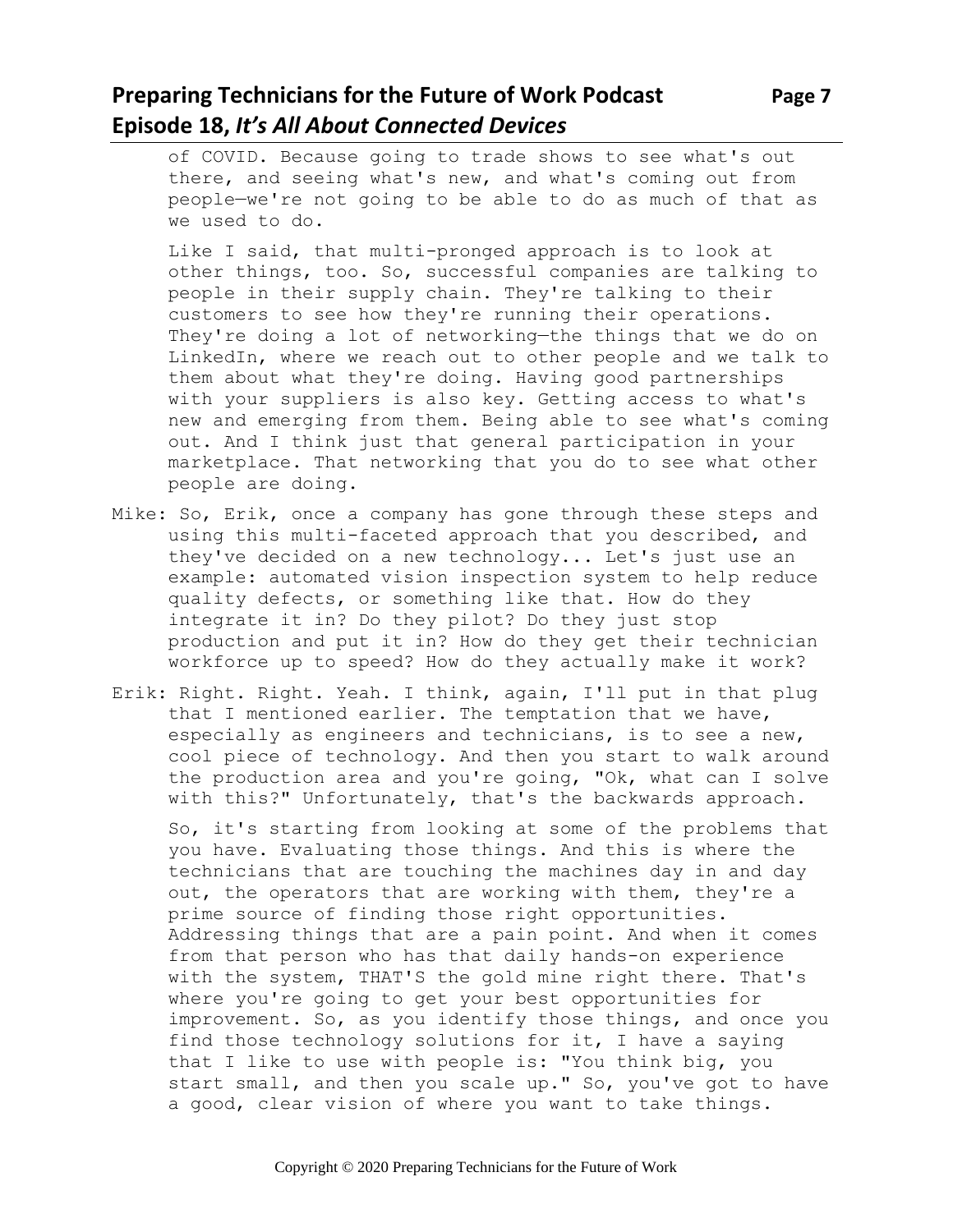of COVID. Because going to trade shows to see what's out there, and seeing what's new, and what's coming out from people—we're not going to be able to do as much of that as we used to do.

Like I said, that multi-pronged approach is to look at other things, too. So, successful companies are talking to people in their supply chain. They're talking to their customers to see how they're running their operations. They're doing a lot of networking—the things that we do on LinkedIn, where we reach out to other people and we talk to them about what they're doing. Having good partnerships with your suppliers is also key. Getting access to what's new and emerging from them. Being able to see what's coming out. And I think just that general participation in your marketplace. That networking that you do to see what other people are doing.

Mike: So, Erik, once a company has gone through these steps and using this multi-faceted approach that you described, and they've decided on a new technology... Let's just use an example: automated vision inspection system to help reduce quality defects, or something like that. How do they integrate it in? Do they pilot? Do they just stop production and put it in? How do they get their technician workforce up to speed? How do they actually make it work?

Erik: Right. Right. Yeah. I think, again, I'll put in that plug that I mentioned earlier. The temptation that we have, especially as engineers and technicians, is to see a new, cool piece of technology. And then you start to walk around the production area and you're going, "Ok, what can I solve with this?" Unfortunately, that's the backwards approach.

So, it's starting from looking at some of the problems that you have. Evaluating those things. And this is where the technicians that are touching the machines day in and day out, the operators that are working with them, they're a prime source of finding those right opportunities. Addressing things that are a pain point. And when it comes from that person who has that daily hands-on experience with the system, THAT'S the gold mine right there. That's where you're going to get your best opportunities for improvement. So, as you identify those things, and once you find those technology solutions for it, I have a saying that I like to use with people is: "You think big, you start small, and then you scale up." So, you've got to have a good, clear vision of where you want to take things.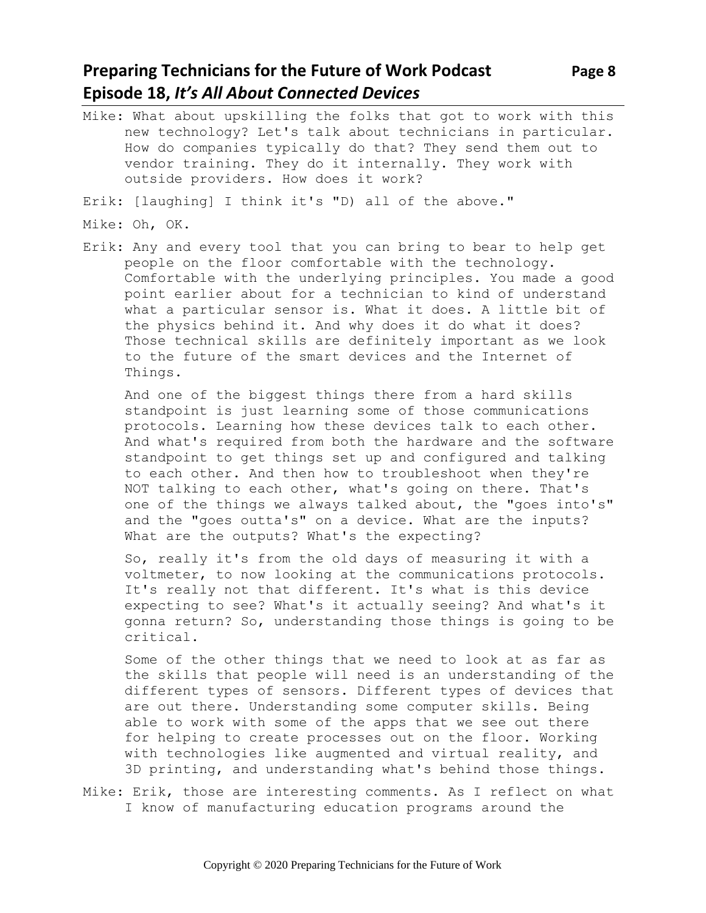Mike: What about upskilling the folks that got to work with this new technology? Let's talk about technicians in particular. How do companies typically do that? They send them out to vendor training. They do it internally. They work with outside providers. How does it work?

Erik: [laughing] I think it's "D) all of the above."

Mike: Oh, OK.

Erik: Any and every tool that you can bring to bear to help get people on the floor comfortable with the technology. Comfortable with the underlying principles. You made a good point earlier about for a technician to kind of understand what a particular sensor is. What it does. A little bit of the physics behind it. And why does it do what it does? Those technical skills are definitely important as we look to the future of the smart devices and the Internet of Things.

And one of the biggest things there from a hard skills standpoint is just learning some of those communications protocols. Learning how these devices talk to each other. And what's required from both the hardware and the software standpoint to get things set up and configured and talking to each other. And then how to troubleshoot when they're NOT talking to each other, what's going on there. That's one of the things we always talked about, the "goes into's" and the "goes outta's" on a device. What are the inputs? What are the outputs? What's the expecting?

So, really it's from the old days of measuring it with a voltmeter, to now looking at the communications protocols. It's really not that different. It's what is this device expecting to see? What's it actually seeing? And what's it gonna return? So, understanding those things is going to be critical.

Some of the other things that we need to look at as far as the skills that people will need is an understanding of the different types of sensors. Different types of devices that are out there. Understanding some computer skills. Being able to work with some of the apps that we see out there for helping to create processes out on the floor. Working with technologies like augmented and virtual reality, and 3D printing, and understanding what's behind those things.

Mike: Erik, those are interesting comments. As I reflect on what I know of manufacturing education programs around the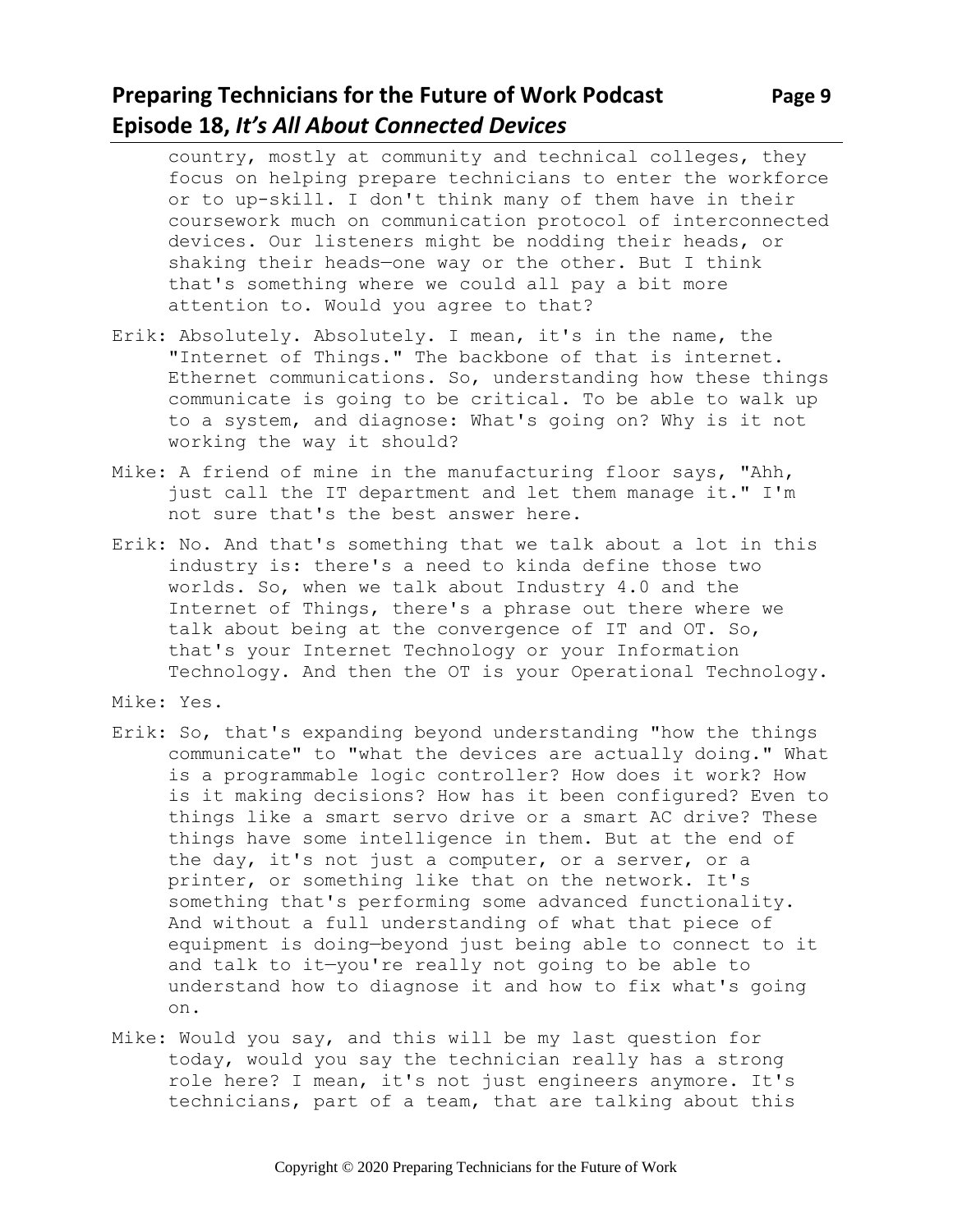country, mostly at community and technical colleges, they focus on helping prepare technicians to enter the workforce or to up-skill. I don't think many of them have in their coursework much on communication protocol of interconnected devices. Our listeners might be nodding their heads, or shaking their heads—one way or the other. But I think that's something where we could all pay a bit more attention to. Would you agree to that?

Erik: Absolutely. Absolutely. I mean, it's in the name, the "Internet of Things." The backbone of that is internet. Ethernet communications. So, understanding how these things communicate is going to be critical. To be able to walk up to a system, and diagnose: What's going on? Why is it not working the way it should?

Mike: A friend of mine in the manufacturing floor says, "Ahh, just call the IT department and let them manage it." I'm not sure that's the best answer here.

Erik: No. And that's something that we talk about a lot in this industry is: there's a need to kinda define those two worlds. So, when we talk about Industry 4.0 and the Internet of Things, there's a phrase out there where we talk about being at the convergence of IT and OT. So, that's your Internet Technology or your Information Technology. And then the OT is your Operational Technology.

Mike: Yes.

Erik: So, that's expanding beyond understanding "how the things communicate" to "what the devices are actually doing." What is a programmable logic controller? How does it work? How is it making decisions? How has it been configured? Even to things like a smart servo drive or a smart AC drive? These things have some intelligence in them. But at the end of the day, it's not just a computer, or a server, or a printer, or something like that on the network. It's something that's performing some advanced functionality. And without a full understanding of what that piece of equipment is doing—beyond just being able to connect to it and talk to it—you're really not going to be able to understand how to diagnose it and how to fix what's going on.

Mike: Would you say, and this will be my last question for today, would you say the technician really has a strong role here? I mean, it's not just engineers anymore. It's technicians, part of a team, that are talking about this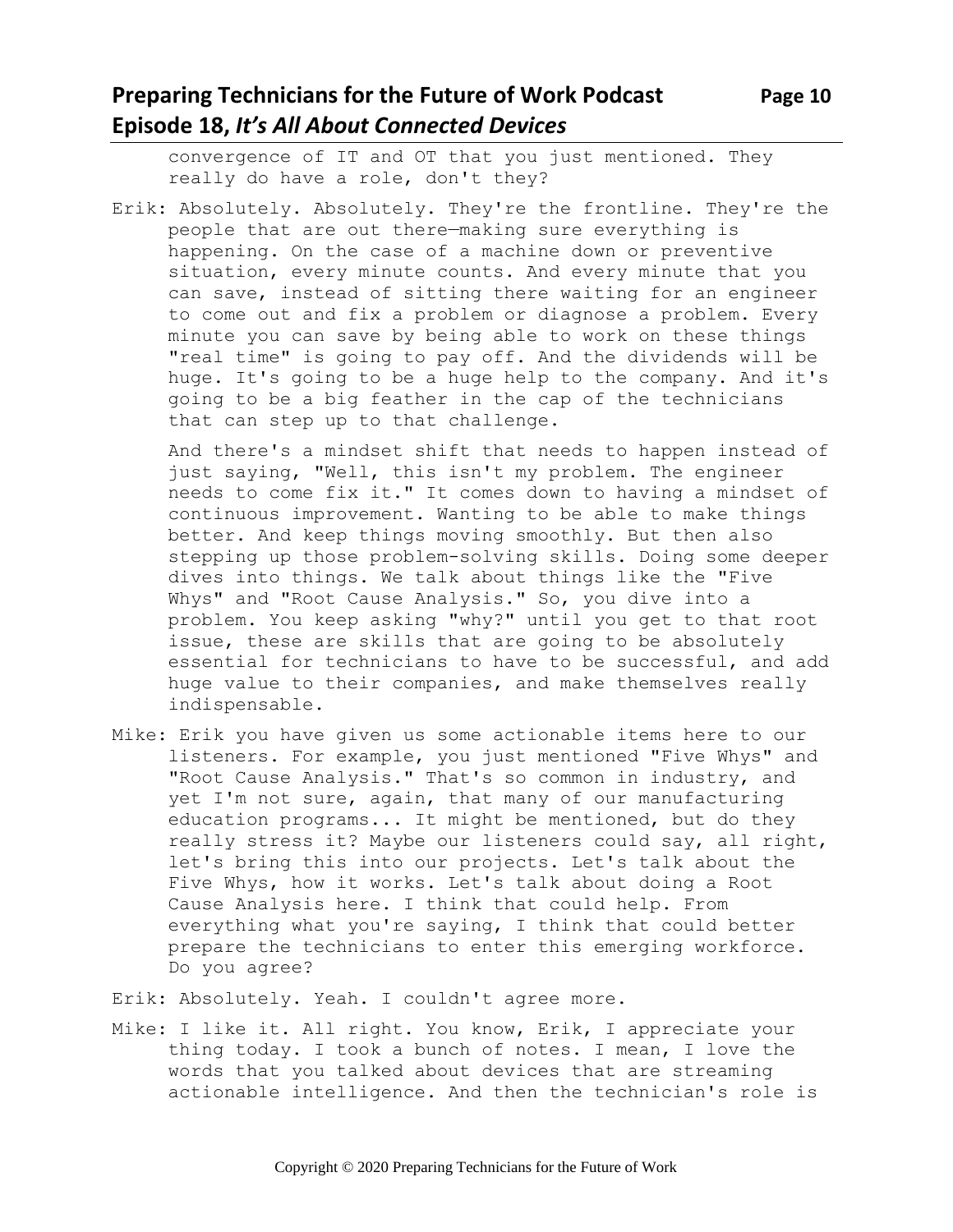convergence of IT and OT that you just mentioned. They really do have a role, don't they?

Erik: Absolutely. Absolutely. They're the frontline. They're the people that are out there—making sure everything is happening. On the case of a machine down or preventive situation, every minute counts. And every minute that you can save, instead of sitting there waiting for an engineer to come out and fix a problem or diagnose a problem. Every minute you can save by being able to work on these things "real time" is going to pay off. And the dividends will be huge. It's going to be a huge help to the company. And it's going to be a big feather in the cap of the technicians that can step up to that challenge.

And there's a mindset shift that needs to happen instead of just saying, "Well, this isn't my problem. The engineer needs to come fix it." It comes down to having a mindset of continuous improvement. Wanting to be able to make things better. And keep things moving smoothly. But then also stepping up those problem-solving skills. Doing some deeper dives into things. We talk about things like the "Five Whys" and "Root Cause Analysis." So, you dive into a problem. You keep asking "why?" until you get to that root issue, these are skills that are going to be absolutely essential for technicians to have to be successful, and add huge value to their companies, and make themselves really indispensable.

Mike: Erik you have given us some actionable items here to our listeners. For example, you just mentioned "Five Whys" and "Root Cause Analysis." That's so common in industry, and yet I'm not sure, again, that many of our manufacturing education programs... It might be mentioned, but do they really stress it? Maybe our listeners could say, all right, let's bring this into our projects. Let's talk about the Five Whys, how it works. Let's talk about doing a Root Cause Analysis here. I think that could help. From everything what you're saying, I think that could better prepare the technicians to enter this emerging workforce. Do you agree?

Erik: Absolutely. Yeah. I couldn't agree more.

Mike: I like it. All right. You know, Erik, I appreciate your thing today. I took a bunch of notes. I mean, I love the words that you talked about devices that are streaming actionable intelligence. And then the technician's role is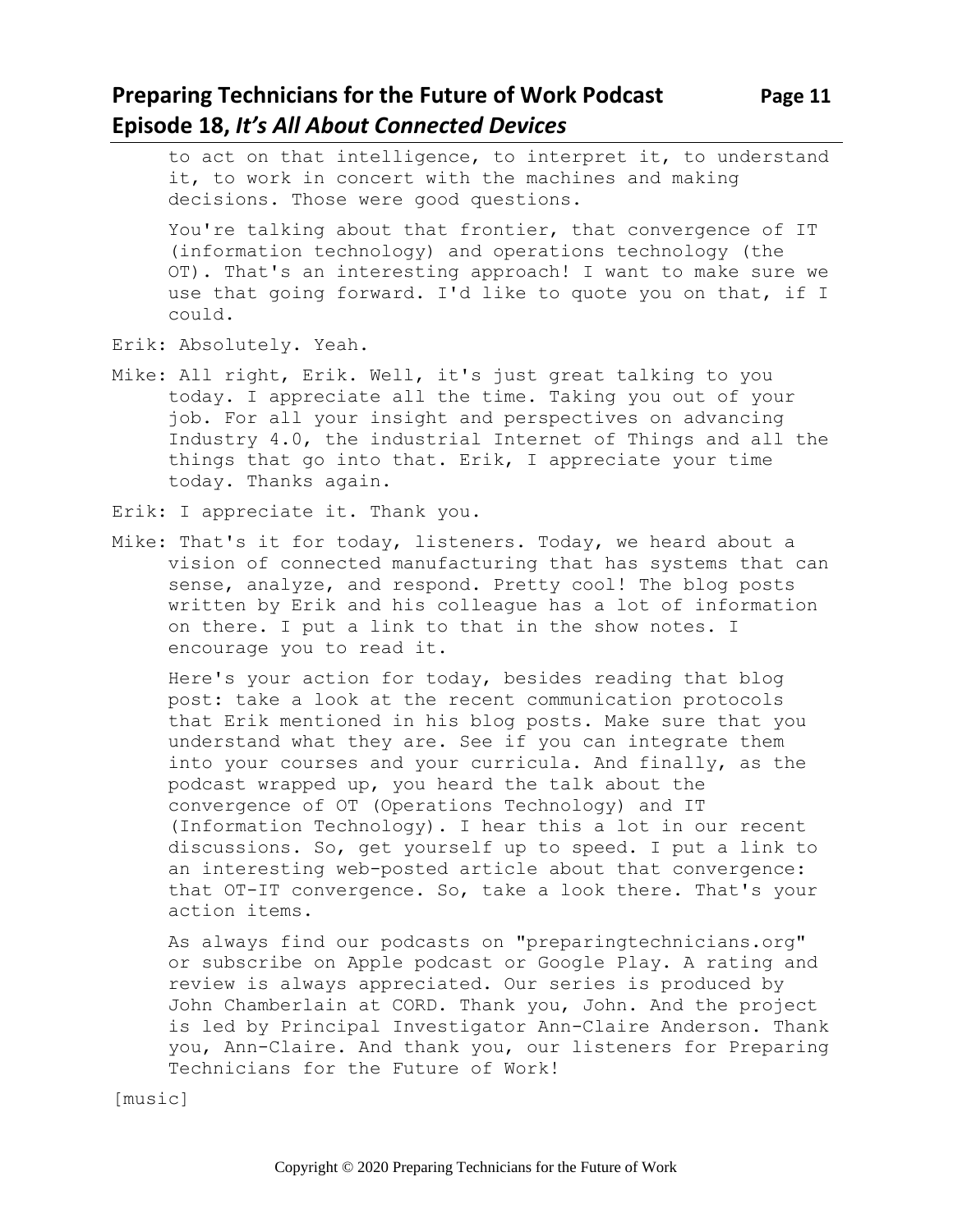to act on that intelligence, to interpret it, to understand it, to work in concert with the machines and making decisions. Those were good questions.

You're talking about that frontier, that convergence of IT (information technology) and operations technology (the OT). That's an interesting approach! I want to make sure we use that going forward. I'd like to quote you on that, if I could.

Erik: Absolutely. Yeah.

Mike: All right, Erik. Well, it's just great talking to you today. I appreciate all the time. Taking you out of your job. For all your insight and perspectives on advancing Industry 4.0, the industrial Internet of Things and all the things that go into that. Erik, I appreciate your time today. Thanks again.

Erik: I appreciate it. Thank you.

Mike: That's it for today, listeners. Today, we heard about a vision of connected manufacturing that has systems that can sense, analyze, and respond. Pretty cool! The blog posts written by Erik and his colleague has a lot of information on there. I put a link to that in the show notes. I encourage you to read it.

Here's your action for today, besides reading that blog post: take a look at the recent communication protocols that Erik mentioned in his blog posts. Make sure that you understand what they are. See if you can integrate them into your courses and your curricula. And finally, as the podcast wrapped up, you heard the talk about the convergence of OT (Operations Technology) and IT (Information Technology). I hear this a lot in our recent discussions. So, get yourself up to speed. I put a link to an interesting web-posted article about that convergence: that OT-IT convergence. So, take a look there. That's your action items.

As always find our podcasts on "preparingtechnicians.org" or subscribe on Apple podcast or Google Play. A rating and review is always appreciated. Our series is produced by John Chamberlain at CORD. Thank you, John. And the project is led by Principal Investigator Ann-Claire Anderson. Thank you, Ann-Claire. And thank you, our listeners for Preparing Technicians for the Future of Work!

[music]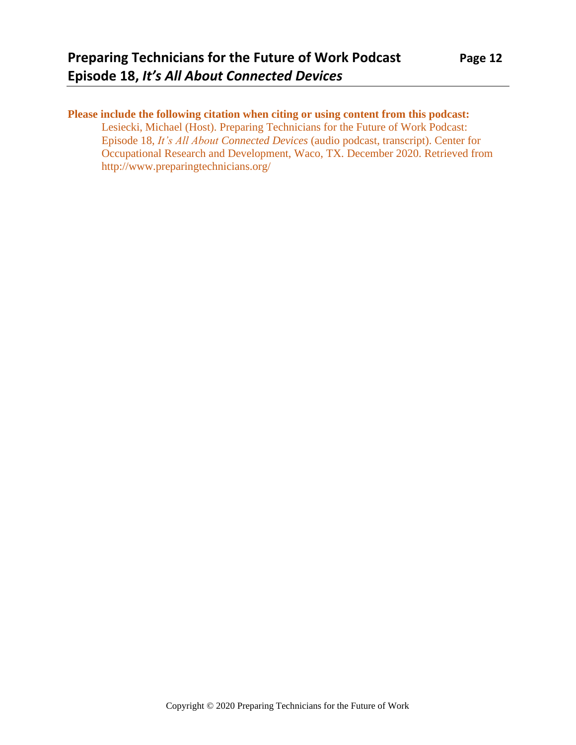**Please include the following citation when citing or using content from this podcast:**

Lesiecki, Michael (Host). Preparing Technicians for the Future of Work Podcast: Episode 18, *It's All About Connected Devices* (audio podcast, transcript). Center for Occupational Research and Development, Waco, TX. December 2020. Retrieved from http://www.preparingtechnicians.org/

Copyright © 2020 Preparing Technicians for the Future of Work